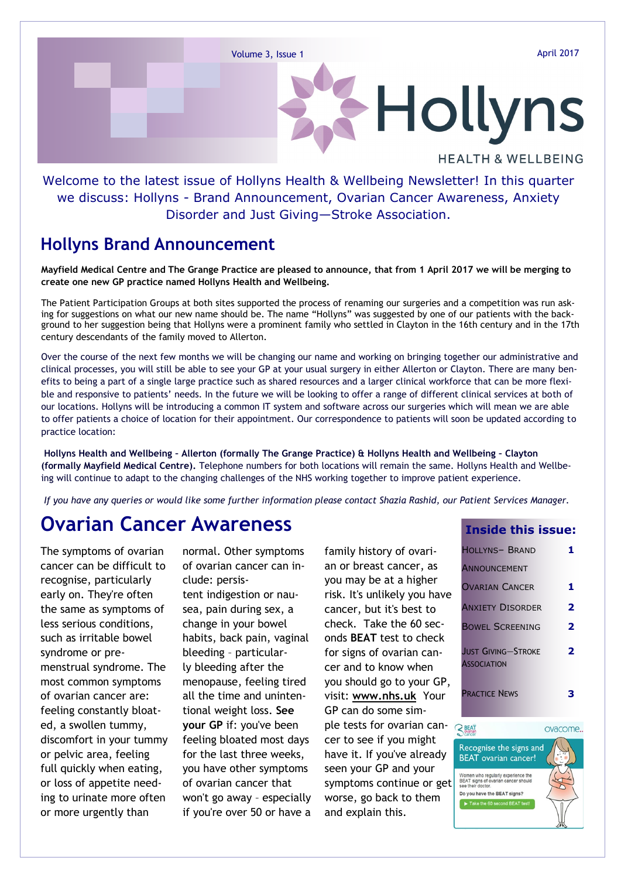Volume 3, Issue 1

April 2017

# Hollyns

HEALTH & WELLBEING

Welcome to the latest issue of Hollyns Health & Wellbeing Newsletter! In this quarter we discuss: Hollyns - Brand Announcement, Ovarian Cancer Awareness, Anxiety Disorder and Just Giving—Stroke Association.

## Hollyns Brand Announcement

**Mayfield Medical Centre and The Grange Practice are pleased to announce, that from 1 April 2017 we will be merging to create one new GP practice named Hollyns Health and Wellbeing.**

The Patient Participation Groups at both sites supported the process of renaming our surgeries and a competition was run asking for suggestions on what our new name should be. The name "Hollyns" was suggested by one of our patients with the background to her suggestion being that Hollyns were a prominent family who settled in Clayton in the 16th century and in the 17th century descendants of the family moved to Allerton.

Over the course of the next few months we will be changing our name and working on bringing together our administrative and clinical processes, you will still be able to see your GP at your usual surgery in either Allerton or Clayton. There are many benefits to being a part of a single large practice such as shared resources and a larger clinical workforce that can be more flexible and responsive to patients' needs. In the future we will be looking to offer a range of different clinical services at both of our locations. Hollyns will be introducing a common IT system and software across our surgeries which will mean we are able to offer patients a choice of location for their appointment. Our correspondence to patients will soon be updated according to practice location:

**Hollyns Health and Wellbeing – Allerton (formally The Grange Practice) & Hollyns Health and Wellbeing – Clayton (formally Mayfield Medical Centre).** Telephone numbers for both locations will remain the same. Hollyns Health and Wellbeing will continue to adapt to the changing challenges of the NHS working together to improve patient experience.

*If you have any queries or would like some further information please contact Shazia Rashid, our Patient Services Manager.*

## Ovarian Cancer Awareness

The symptoms of ovarian cancer can be difficult to recognise, particularly early on. They're often the same as symptoms of less serious conditions, such as irritable bowel syndrome or pre-menstrual syndrome. The most common symptoms of ovarian cancer are: feeling constantly bloated, a swollen tummy, discomfort in your tummy or pelvic area, feeling full quickly when eating, or loss of appetite needing to urinate more often or more urgently than normal. Other symptoms of ovarian cancer can include: persistent indigestion or nausea, pain during sex, a change in your bowel habits, back pain, vaginal bleeding – particularly bleeding after the menopause, feeling tired all the time and unintentional weight loss. **See your GP** if: you've been feeling bloated most days for the last three weeks, you have other symptoms of ovarian cancer that won't go away – especially if you're over 50 or have a family history of ovarian or breast cancer, as you may be at a higher risk. It's unlikely you have cancer, but it's best to check. Take the 60 seconds **BEAT** test to check for signs of ovarian cancer and to know when you should go to your GP, visit: **www.nhs.uk** Your GP can do some simple tests for ovarian cancer to see if you might have it. If you've already seen your GP and your symptoms continue or get worse, go back to them and explain this.

### Inside this issue:

| | |
|---|---|
| Hollyns– Brand Announcement | 1 |
| Ovarian Cancer | 1 |
| Anxiety Disorder | 2 |
| Bowel Screening | 2 |
| Just Giving—Stroke Association | 2 |
| Practice News | 3 |

BEAT ovarian cancer — ovacome..

Recognise the signs and BEAT ovarian cancer!

Women who regularly experience the BEAT signs of ovarian cancer should see their doctor.

Do you have the BEAT signs?

Take the 60 second BEAT test!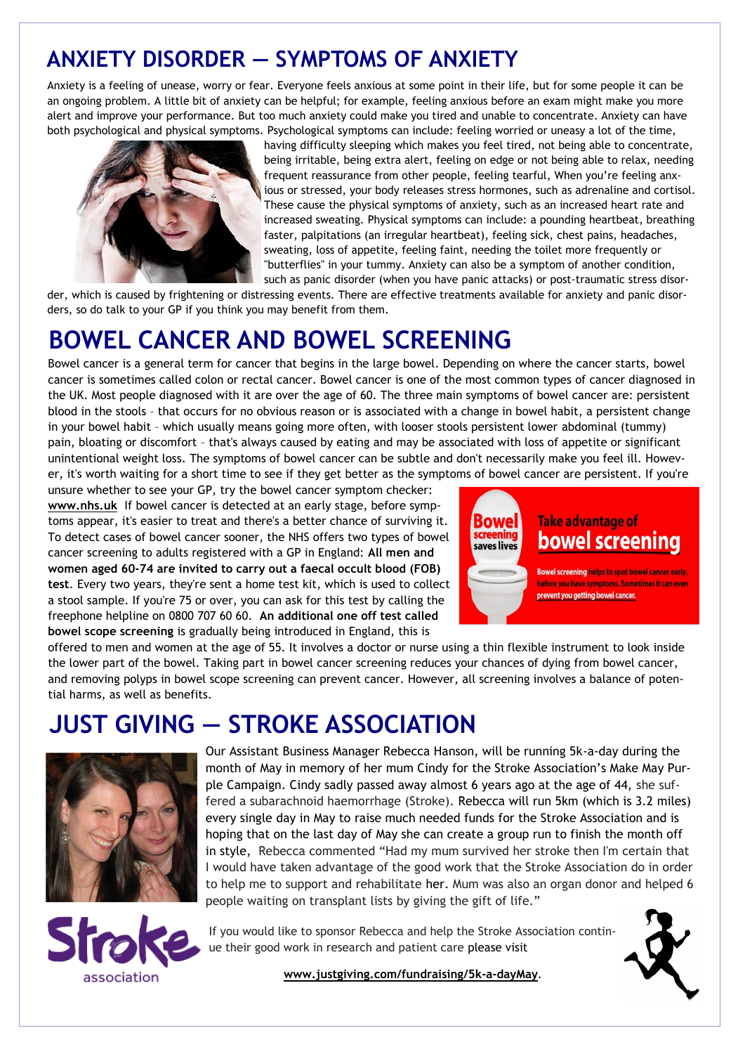# ANXIETY DISORDER — SYMPTOMS OF ANXIETY

Anxiety is a feeling of unease, worry or fear. Everyone feels anxious at some point in their life, but for some people it can be an ongoing problem. A little bit of anxiety can be helpful; for example, feeling anxious before an exam might make you more alert and improve your performance. But too much anxiety could make you tired and unable to concentrate. Anxiety can have both psychological and physical symptoms. Psychological symptoms can include: feeling worried or uneasy a lot of the time, having difficulty sleeping which makes you feel tired, not being able to concentrate, being irritable, being extra alert, feeling on edge or not being able to relax, needing frequent reassurance from other people, feeling tearful, When you're feeling anxious or stressed, your body releases stress hormones, such as adrenaline and cortisol. These cause the physical symptoms of anxiety, such as an increased heart rate and increased sweating. Physical symptoms can include: a pounding heartbeat, breathing faster, palpitations (an irregular heartbeat), feeling sick, chest pains, headaches, sweating, loss of appetite, feeling faint, needing the toilet more frequently or "butterflies" in your tummy. Anxiety can also be a symptom of another condition, such as panic disorder (when you have panic attacks) or post-traumatic stress disorder, which is caused by frightening or distressing events. There are effective treatments available for anxiety and panic disorders, so do talk to your GP if you think you may benefit from them.

# BOWEL CANCER AND BOWEL SCREENING

Bowel cancer is a general term for cancer that begins in the large bowel. Depending on where the cancer starts, bowel cancer is sometimes called colon or rectal cancer. Bowel cancer is one of the most common types of cancer diagnosed in the UK. Most people diagnosed with it are over the age of 60. The three main symptoms of bowel cancer are: persistent blood in the stools – that occurs for no obvious reason or is associated with a change in bowel habit, a persistent change in your bowel habit – which usually means going more often, with looser stools persistent lower abdominal (tummy) pain, bloating or discomfort – that's always caused by eating and may be associated with loss of appetite or significant unintentional weight loss. The symptoms of bowel cancer can be subtle and don't necessarily make you feel ill. However, it's worth waiting for a short time to see if they get better as the symptoms of bowel cancer are persistent. If you're unsure whether to see your GP, try the bowel cancer symptom checker: www.nhs.uk If bowel cancer is detected at an early stage, before symptoms appear, it's easier to treat and there's a better chance of surviving it. To detect cases of bowel cancer sooner, the NHS offers two types of bowel cancer screening to adults registered with a GP in England: **All men and women aged 60-74 are invited to carry out a faecal occult blood (FOB) test**. Every two years, they're sent a home test kit, which is used to collect a stool sample. If you're 75 or over, you can ask for this test by calling the freephone helpline on 0800 707 60 60. **An additional one off test called bowel scope screening** is gradually being introduced in England, this is offered to men and women at the age of 55. It involves a doctor or nurse using a thin flexible instrument to look inside the lower part of the bowel. Taking part in bowel cancer screening reduces your chances of dying from bowel cancer, and removing polyps in bowel scope screening can prevent cancer. However, all screening involves a balance of potential harms, as well as benefits.

Bowel screening saves lives

**Take advantage of bowel screening**

Bowel screening helps to spot bowel cancer early, before you have symptoms. Sometimes it can even prevent you getting bowel cancer.

# JUST GIVING — STROKE ASSOCIATION

Our Assistant Business Manager Rebecca Hanson, will be running 5k-a-day during the month of May in memory of her mum Cindy for the Stroke Association's Make May Purple Campaign. Cindy sadly passed away almost 6 years ago at the age of 44, she suffered a subarachnoid haemorrhage (Stroke). Rebecca will run 5km (which is 3.2 miles) every single day in May to raise much needed funds for the Stroke Association and is hoping that on the last day of May she can create a group run to finish the month off in style, Rebecca commented "Had my mum survived her stroke then I'm certain that I would have taken advantage of the good work that the Stroke Association do in order to help me to support and rehabilitate her. Mum was also an organ donor and helped 6 people waiting on transplant lists by giving the gift of life."

Stroke association

If you would like to sponsor Rebecca and help the Stroke Association continue their good work in research and patient care please visit

www.justgiving.com/fundraising/5k-a-dayMay.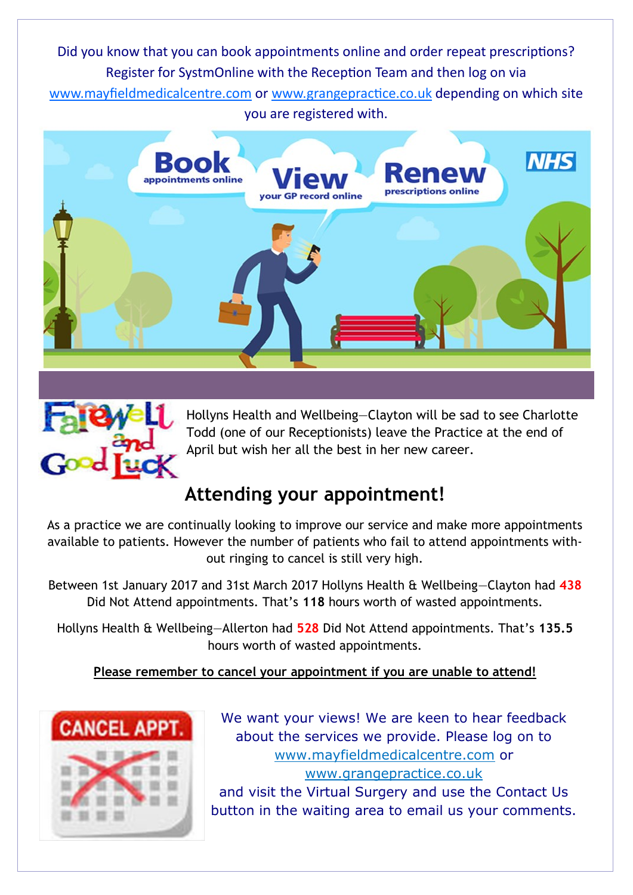Did you know that you can book appointments online and order repeat prescriptions? Register for SystmOnline with the Reception Team and then log on via www.mayfieldmedicalcentre.com or www.grangepractice.co.uk depending on which site you are registered with.

Hollyns Health and Wellbeing—Clayton will be sad to see Charlotte Todd (one of our Receptionists) leave the Practice at the end of April but wish her all the best in her new career.

## Attending your appointment!

As a practice we are continually looking to improve our service and make more appointments available to patients. However the number of patients who fail to attend appointments without ringing to cancel is still very high.

Between 1st January 2017 and 31st March 2017 Hollyns Health & Wellbeing—Clayton had **438** Did Not Attend appointments. That's **118** hours worth of wasted appointments.

Hollyns Health & Wellbeing—Allerton had **528** Did Not Attend appointments. That's **135.5** hours worth of wasted appointments.

**Please remember to cancel your appointment if you are unable to attend!**

We want your views! We are keen to hear feedback about the services we provide. Please log on to www.mayfieldmedicalcentre.com or www.grangepractice.co.uk and visit the Virtual Surgery and use the Contact Us button in the waiting area to email us your comments.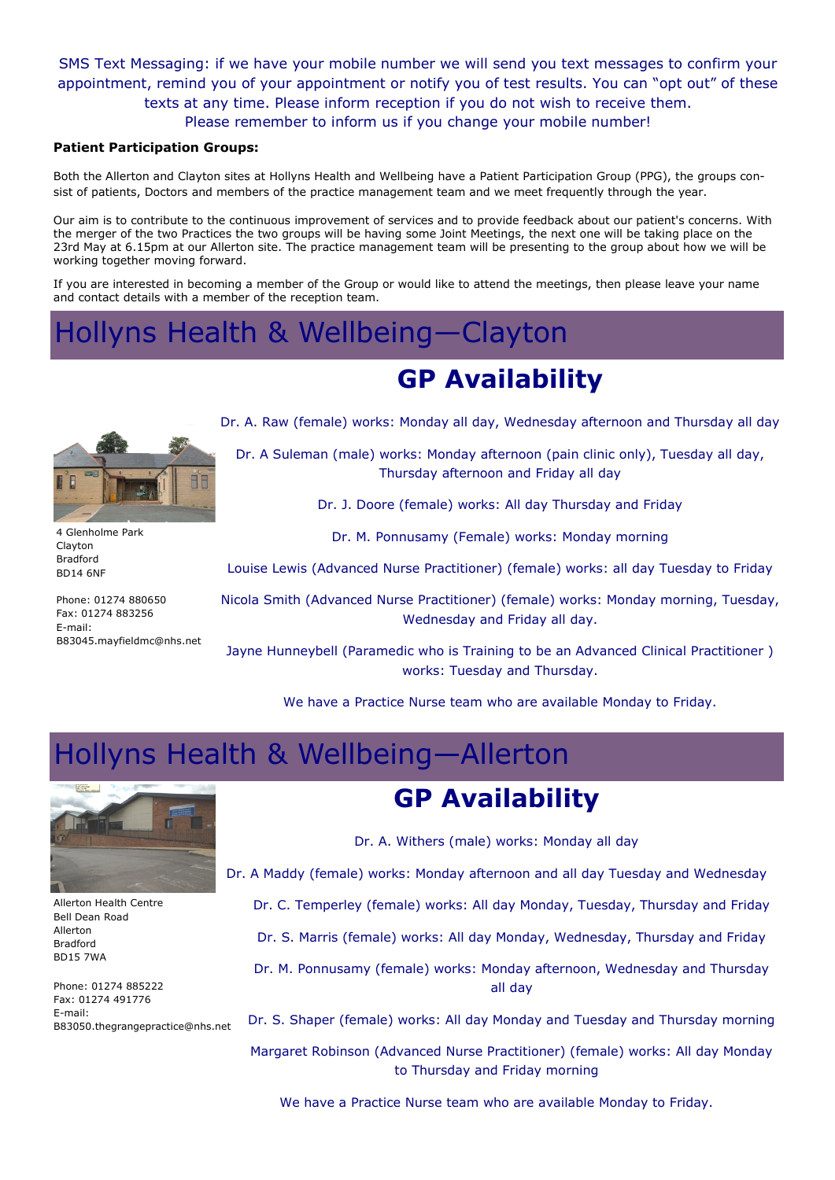SMS Text Messaging: if we have your mobile number we will send you text messages to confirm your appointment, remind you of your appointment or notify you of test results. You can "opt out" of these texts at any time. Please inform reception if you do not wish to receive them.
Please remember to inform us if you change your mobile number!

**Patient Participation Groups:**

Both the Allerton and Clayton sites at Hollyns Health and Wellbeing have a Patient Participation Group (PPG), the groups consist of patients, Doctors and members of the practice management team and we meet frequently through the year.

Our aim is to contribute to the continuous improvement of services and to provide feedback about our patient's concerns. With the merger of the two Practices the two groups will be having some Joint Meetings, the next one will be taking place on the 23rd May at 6.15pm at our Allerton site. The practice management team will be presenting to the group about how we will be working together moving forward.

If you are interested in becoming a member of the Group or would like to attend the meetings, then please leave your name and contact details with a member of the reception team.

# Hollyns Health & Wellbeing—Clayton

## GP Availability

4 Glenholme Park
Clayton
Bradford
BD14 6NF

Phone: 01274 880650
Fax: 01274 883256
E-mail:
B83045.mayfieldmc@nhs.net

Dr. A. Raw (female) works: Monday all day, Wednesday afternoon and Thursday all day

Dr. A Suleman (male) works: Monday afternoon (pain clinic only), Tuesday all day, Thursday afternoon and Friday all day

Dr. J. Doore (female) works: All day Thursday and Friday

Dr. M. Ponnusamy (Female) works: Monday morning

Louise Lewis (Advanced Nurse Practitioner) (female) works: all day Tuesday to Friday

Nicola Smith (Advanced Nurse Practitioner) (female) works: Monday morning, Tuesday, Wednesday and Friday all day.

Jayne Hunneybell (Paramedic who is Training to be an Advanced Clinical Practitioner ) works: Tuesday and Thursday.

We have a Practice Nurse team who are available Monday to Friday.

# Hollyns Health & Wellbeing—Allerton

## GP Availability

Allerton Health Centre
Bell Dean Road
Allerton
Bradford
BD15 7WA

Phone: 01274 885222
Fax: 01274 491776
E-mail:
B83050.thegrangepractice@nhs.net

Dr. A. Withers (male) works: Monday all day

Dr. A Maddy (female) works: Monday afternoon and all day Tuesday and Wednesday

Dr. C. Temperley (female) works: All day Monday, Tuesday, Thursday and Friday

Dr. S. Marris (female) works: All day Monday, Wednesday, Thursday and Friday

Dr. M. Ponnusamy (female) works: Monday afternoon, Wednesday and Thursday all day

Dr. S. Shaper (female) works: All day Monday and Tuesday and Thursday morning

Margaret Robinson (Advanced Nurse Practitioner) (female) works: All day Monday to Thursday and Friday morning

We have a Practice Nurse team who are available Monday to Friday.